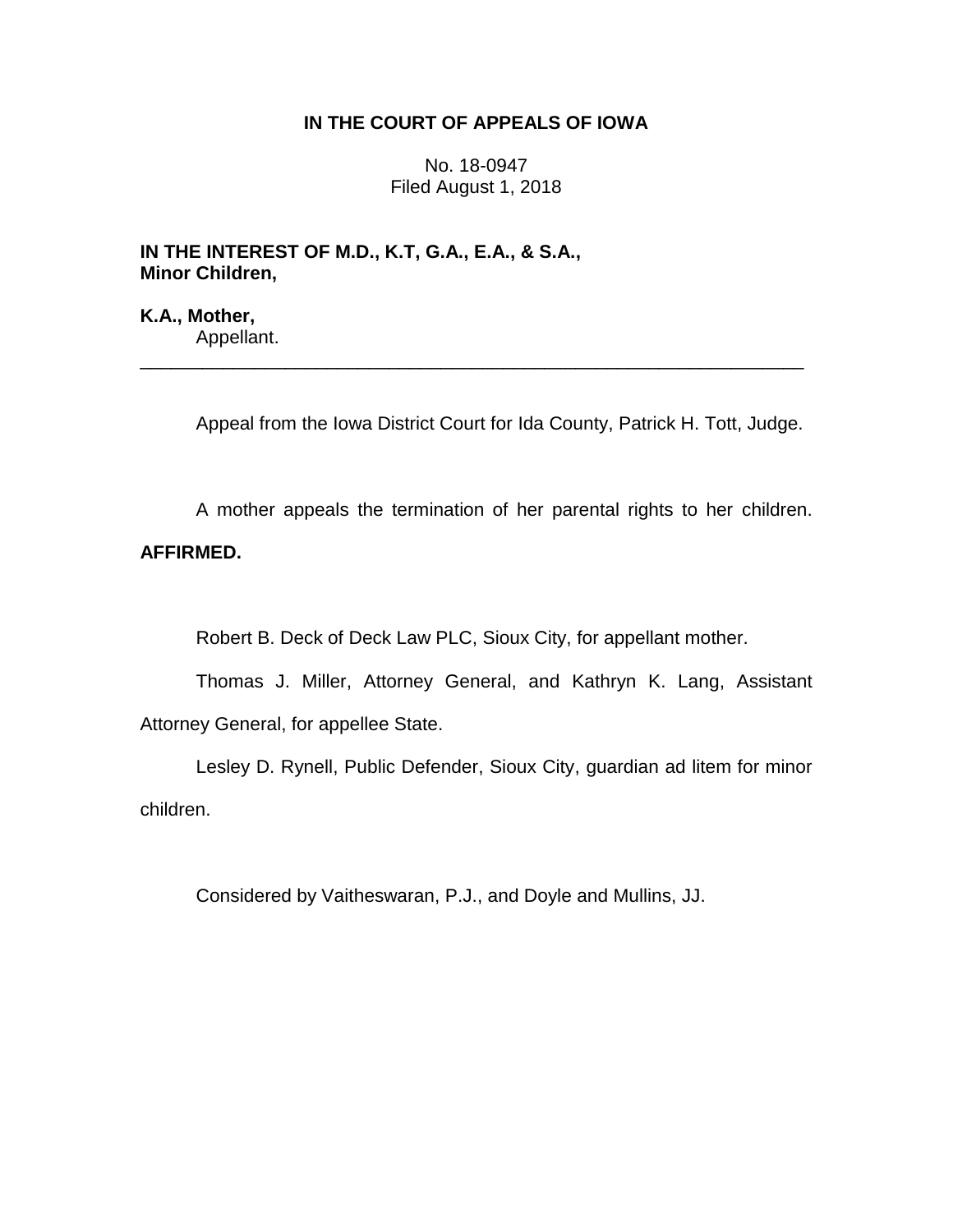**IN THE COURT OF APPEALS OF IOWA**

No. 18-0947
Filed August 1, 2018

**IN THE INTEREST OF M.D., K.T, G.A., E.A., & S.A., Minor Children,**

**K.A., Mother,**
Appellant.

---

Appeal from the Iowa District Court for Ida County, Patrick H. Tott, Judge.

A mother appeals the termination of her parental rights to her children. **AFFIRMED.**

Robert B. Deck of Deck Law PLC, Sioux City, for appellant mother.

Thomas J. Miller, Attorney General, and Kathryn K. Lang, Assistant Attorney General, for appellee State.

Lesley D. Rynell, Public Defender, Sioux City, guardian ad litem for minor children.

Considered by Vaitheswaran, P.J., and Doyle and Mullins, JJ.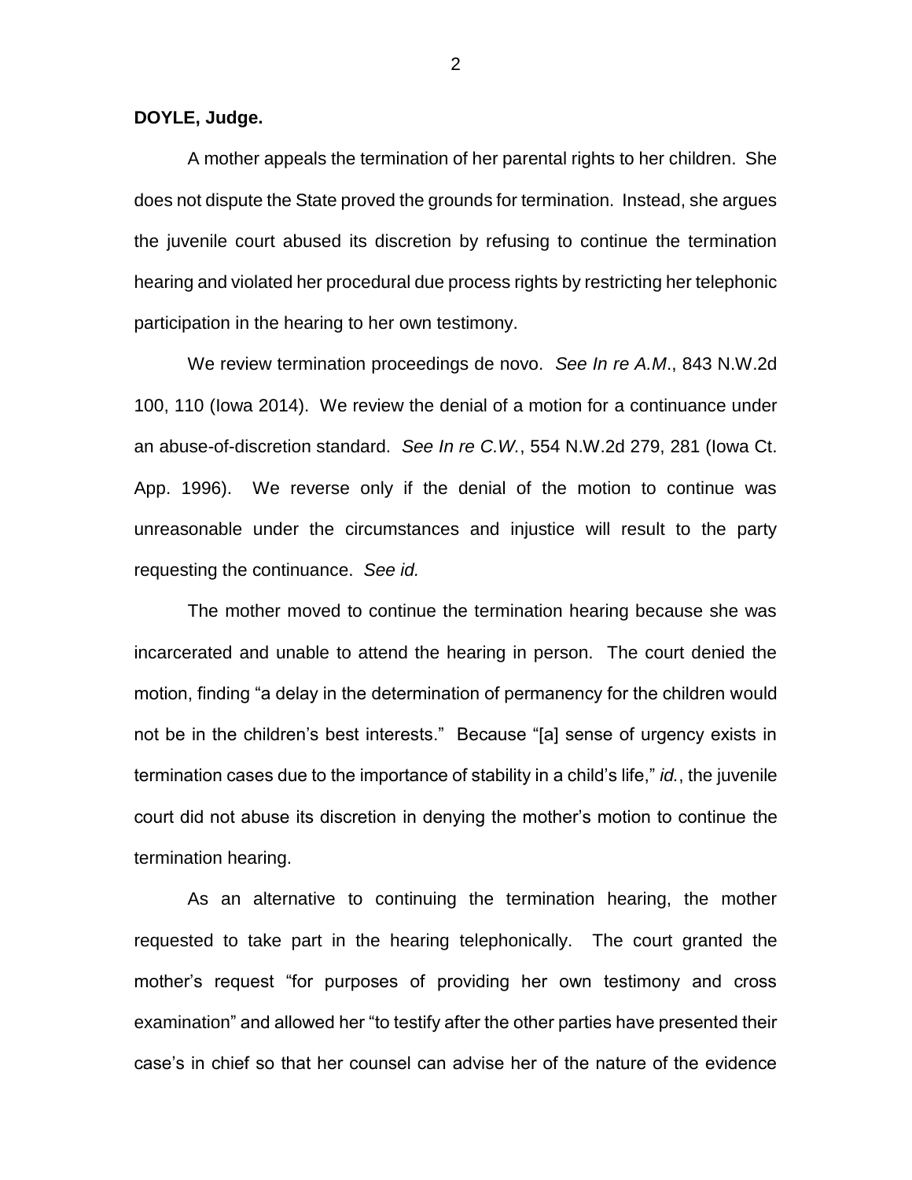**DOYLE, Judge.**

A mother appeals the termination of her parental rights to her children. She does not dispute the State proved the grounds for termination. Instead, she argues the juvenile court abused its discretion by refusing to continue the termination hearing and violated her procedural due process rights by restricting her telephonic participation in the hearing to her own testimony.

We review termination proceedings de novo. *See In re A.M*., 843 N.W.2d 100, 110 (Iowa 2014). We review the denial of a motion for a continuance under an abuse-of-discretion standard. *See In re C.W.*, 554 N.W.2d 279, 281 (Iowa Ct. App. 1996). We reverse only if the denial of the motion to continue was unreasonable under the circumstances and injustice will result to the party requesting the continuance. *See id.*

The mother moved to continue the termination hearing because she was incarcerated and unable to attend the hearing in person. The court denied the motion, finding "a delay in the determination of permanency for the children would not be in the children's best interests." Because "[a] sense of urgency exists in termination cases due to the importance of stability in a child's life," *id.*, the juvenile court did not abuse its discretion in denying the mother's motion to continue the termination hearing.

As an alternative to continuing the termination hearing, the mother requested to take part in the hearing telephonically. The court granted the mother's request "for purposes of providing her own testimony and cross examination" and allowed her "to testify after the other parties have presented their case's in chief so that her counsel can advise her of the nature of the evidence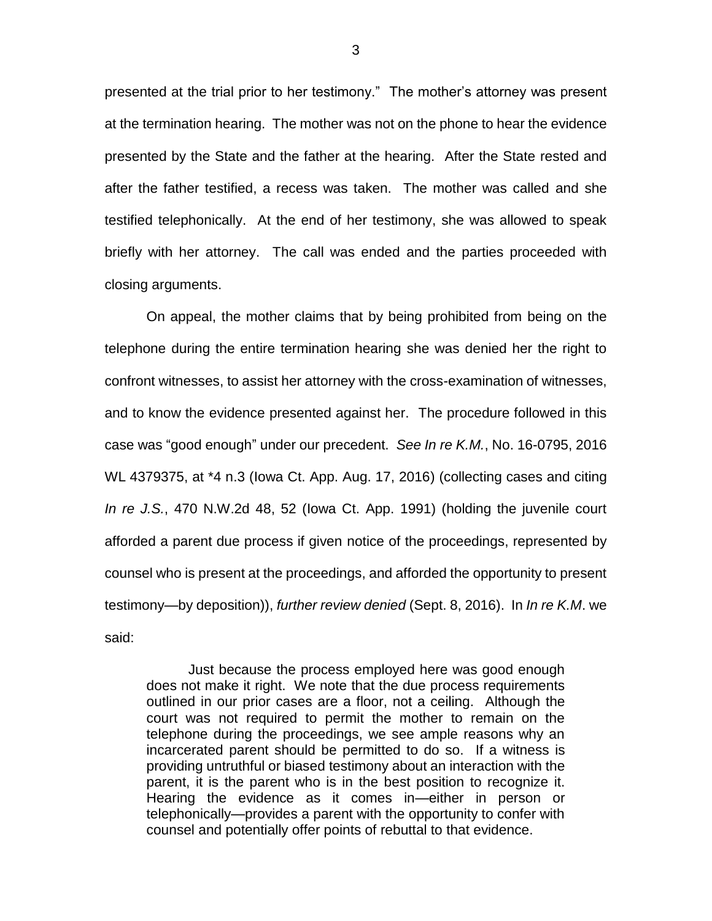presented at the trial prior to her testimony." The mother's attorney was present at the termination hearing. The mother was not on the phone to hear the evidence presented by the State and the father at the hearing. After the State rested and after the father testified, a recess was taken. The mother was called and she testified telephonically. At the end of her testimony, she was allowed to speak briefly with her attorney. The call was ended and the parties proceeded with closing arguments.

On appeal, the mother claims that by being prohibited from being on the telephone during the entire termination hearing she was denied her the right to confront witnesses, to assist her attorney with the cross-examination of witnesses, and to know the evidence presented against her. The procedure followed in this case was "good enough" under our precedent. *See In re K.M.*, No. 16-0795, 2016 WL 4379375, at *4 n.3 (Iowa Ct. App. Aug. 17, 2016) (collecting cases and citing *In re J.S.*, 470 N.W.2d 48, 52 (Iowa Ct. App. 1991) (holding the juvenile court afforded a parent due process if given notice of the proceedings, represented by counsel who is present at the proceedings, and afforded the opportunity to present testimony—by deposition)), *further review denied* (Sept. 8, 2016). In *In re K.M*. we said:

> Just because the process employed here was good enough does not make it right. We note that the due process requirements outlined in our prior cases are a floor, not a ceiling. Although the court was not required to permit the mother to remain on the telephone during the proceedings, we see ample reasons why an incarcerated parent should be permitted to do so. If a witness is providing untruthful or biased testimony about an interaction with the parent, it is the parent who is in the best position to recognize it. Hearing the evidence as it comes in—either in person or telephonically—provides a parent with the opportunity to confer with counsel and potentially offer points of rebuttal to that evidence.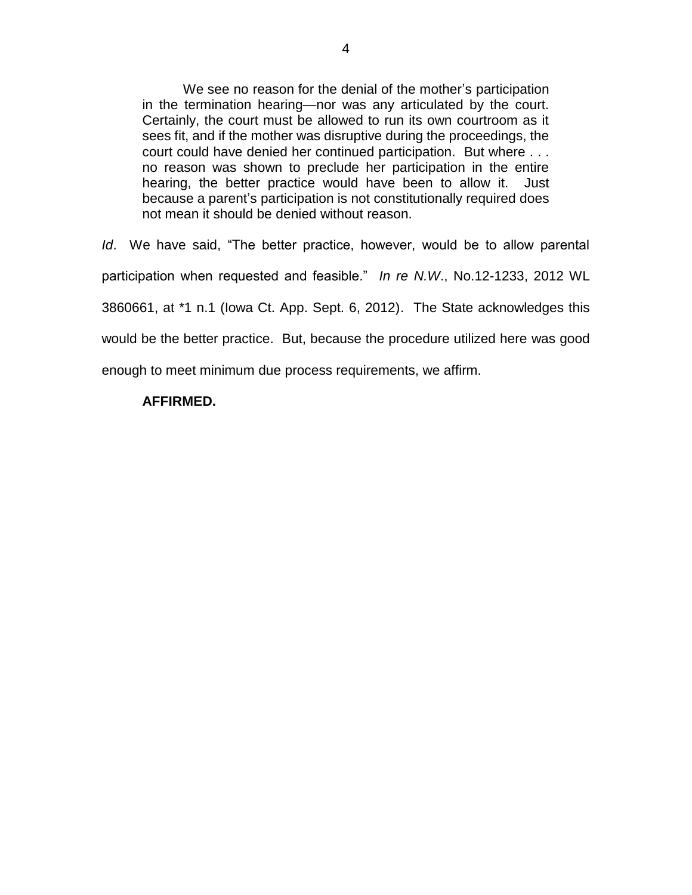> We see no reason for the denial of the mother's participation in the termination hearing—nor was any articulated by the court. Certainly, the court must be allowed to run its own courtroom as it sees fit, and if the mother was disruptive during the proceedings, the court could have denied her continued participation. But where . . . no reason was shown to preclude her participation in the entire hearing, the better practice would have been to allow it. Just because a parent's participation is not constitutionally required does not mean it should be denied without reason.

*Id*. We have said, "The better practice, however, would be to allow parental participation when requested and feasible." *In re N.W*., No.12-1233, 2012 WL 3860661, at *1 n.1 (Iowa Ct. App. Sept. 6, 2012). The State acknowledges this would be the better practice. But, because the procedure utilized here was good enough to meet minimum due process requirements, we affirm.

**AFFIRMED.**